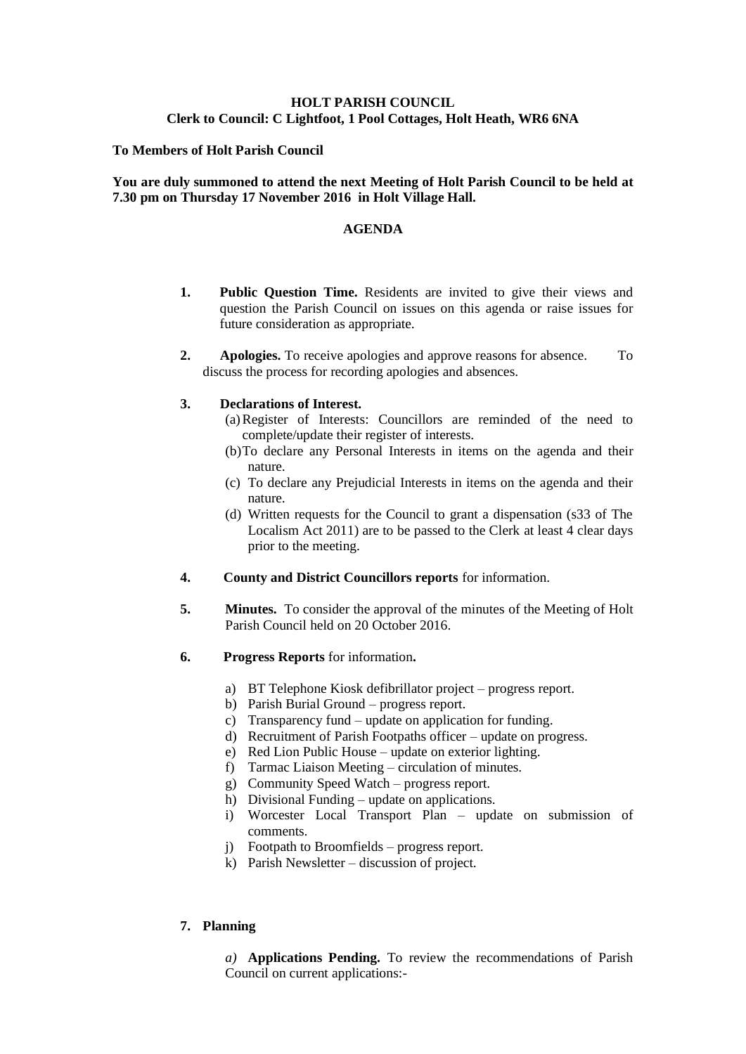**HOLT PARISH COUNCIL**
**Clerk to Council: C Lightfoot, 1 Pool Cottages, Holt Heath, WR6 6NA**

**To Members of Holt Parish Council**

**You are duly summoned to attend the next Meeting of Holt Parish Council to be held at 7.30 pm on Thursday 17 November 2016 in Holt Village Hall.**

## AGENDA

1. **Public Question Time.** Residents are invited to give their views and question the Parish Council on issues on this agenda or raise issues for future consideration as appropriate.

2. **Apologies.** To receive apologies and approve reasons for absence. To discuss the process for recording apologies and absences.

3. **Declarations of Interest.**
   (a) Register of Interests: Councillors are reminded of the need to complete/update their register of interests.
   (b) To declare any Personal Interests in items on the agenda and their nature.
   (c) To declare any Prejudicial Interests in items on the agenda and their nature.
   (d) Written requests for the Council to grant a dispensation (s33 of The Localism Act 2011) are to be passed to the Clerk at least 4 clear days prior to the meeting.

4. **County and District Councillors reports** for information.

5. **Minutes.** To consider the approval of the minutes of the Meeting of Holt Parish Council held on 20 October 2016.

6. **Progress Reports** for information**.**

   a) BT Telephone Kiosk defibrillator project – progress report.
   b) Parish Burial Ground – progress report.
   c) Transparency fund – update on application for funding.
   d) Recruitment of Parish Footpaths officer – update on progress.
   e) Red Lion Public House – update on exterior lighting.
   f) Tarmac Liaison Meeting – circulation of minutes.
   g) Community Speed Watch – progress report.
   h) Divisional Funding – update on applications.
   i) Worcester Local Transport Plan – update on submission of comments.
   j) Footpath to Broomfields – progress report.
   k) Parish Newsletter – discussion of project.

7. **Planning**

   *a)* **Applications Pending.** To review the recommendations of Parish Council on current applications:-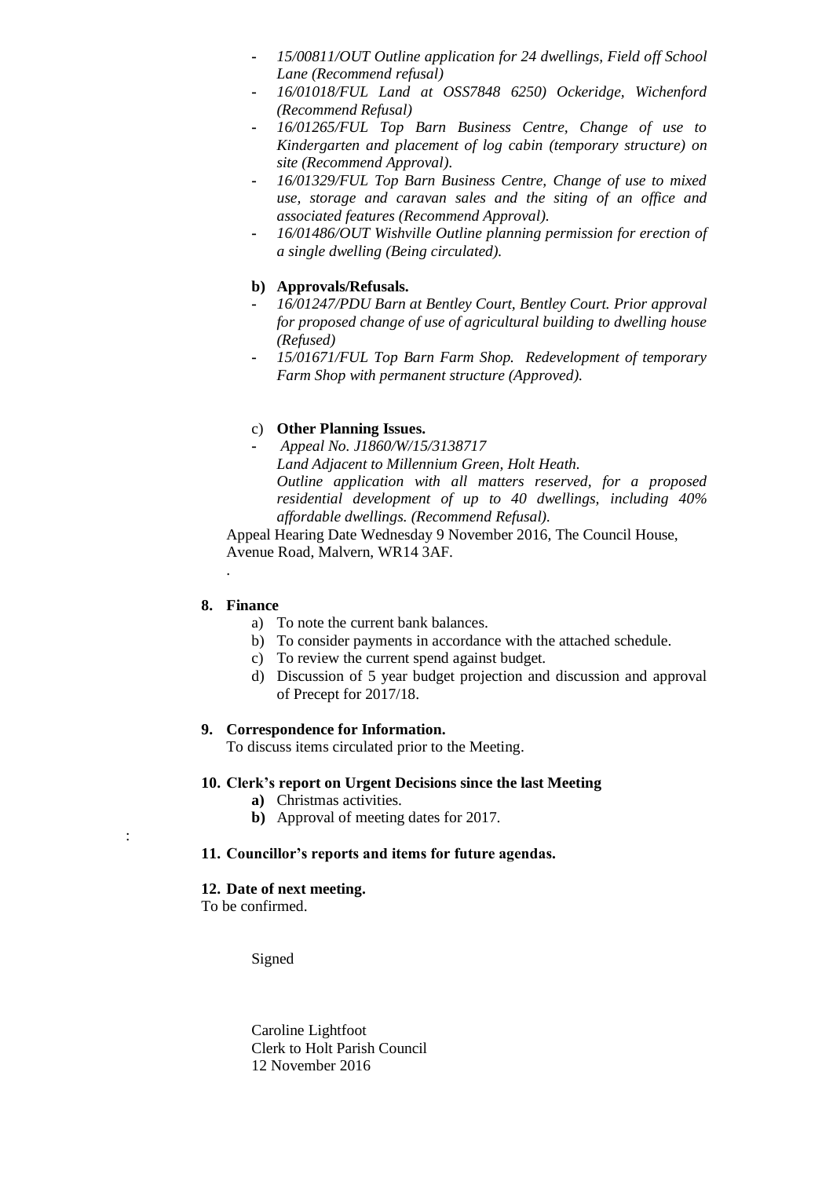- *15/00811/OUT Outline application for 24 dwellings, Field off School Lane (Recommend refusal)*
- *16/01018/FUL Land at OSS7848 6250) Ockeridge, Wichenford (Recommend Refusal)*
- *16/01265/FUL Top Barn Business Centre, Change of use to Kindergarten and placement of log cabin (temporary structure) on site (Recommend Approval).*
- *16/01329/FUL Top Barn Business Centre, Change of use to mixed use, storage and caravan sales and the siting of an office and associated features (Recommend Approval).*
- *16/01486/OUT Wishville Outline planning permission for erection of a single dwelling (Being circulated).*

**b) Approvals/Refusals.**

- *16/01247/PDU Barn at Bentley Court, Bentley Court. Prior approval for proposed change of use of agricultural building to dwelling house (Refused)*
- *15/01671/FUL Top Barn Farm Shop. Redevelopment of temporary Farm Shop with permanent structure (Approved).*

c) **Other Planning Issues.**

- *Appeal No. J1860/W/15/3138717*
  *Land Adjacent to Millennium Green, Holt Heath.*
  *Outline application with all matters reserved, for a proposed residential development of up to 40 dwellings, including 40% affordable dwellings. (Recommend Refusal).*

Appeal Hearing Date Wednesday 9 November 2016, The Council House, Avenue Road, Malvern, WR14 3AF.

.

**8. Finance**

a) To note the current bank balances.
b) To consider payments in accordance with the attached schedule.
c) To review the current spend against budget.
d) Discussion of 5 year budget projection and discussion and approval of Precept for 2017/18.

**9. Correspondence for Information.**

To discuss items circulated prior to the Meeting.

**10. Clerk's report on Urgent Decisions since the last Meeting**

**a)** Christmas activities.
**b)** Approval of meeting dates for 2017.

:

**11. Councillor's reports and items for future agendas.**

**12. Date of next meeting.**

To be confirmed.

Signed

Caroline Lightfoot
Clerk to Holt Parish Council
12 November 2016